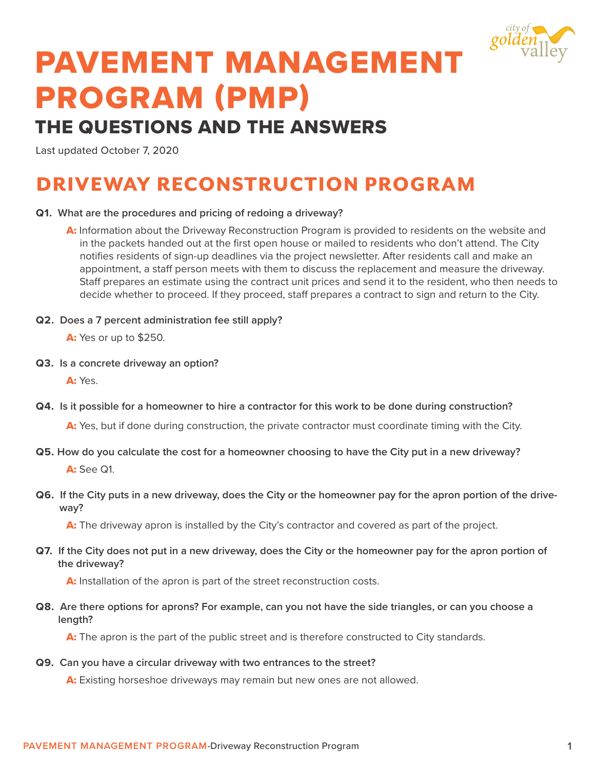# PAVEMENT MANAGEMENT PROGRAM (PMP)

## THE QUESTIONS AND THE ANSWERS

Last updated October 7, 2020

## DRIVEWAY RECONSTRUCTION PROGRAM

**Q1. What are the procedures and pricing of redoing a driveway?**

**A:** Information about the Driveway Reconstruction Program is provided to residents on the website and in the packets handed out at the first open house or mailed to residents who don't attend. The City notifies residents of sign-up deadlines via the project newsletter. After residents call and make an appointment, a staff person meets with them to discuss the replacement and measure the driveway. Staff prepares an estimate using the contract unit prices and send it to the resident, who then needs to decide whether to proceed. If they proceed, staff prepares a contract to sign and return to the City.

**Q2. Does a 7 percent administration fee still apply?**

**A:** Yes or up to $250.

**Q3. Is a concrete driveway an option?**

**A:** Yes.

**Q4. Is it possible for a homeowner to hire a contractor for this work to be done during construction?**

**A:** Yes, but if done during construction, the private contractor must coordinate timing with the City.

**Q5. How do you calculate the cost for a homeowner choosing to have the City put in a new driveway?**

**A:** See Q1.

**Q6. If the City puts in a new driveway, does the City or the homeowner pay for the apron portion of the driveway?**

**A:** The driveway apron is installed by the City's contractor and covered as part of the project.

**Q7. If the City does not put in a new driveway, does the City or the homeowner pay for the apron portion of the driveway?**

**A:** Installation of the apron is part of the street reconstruction costs.

**Q8. Are there options for aprons? For example, can you not have the side triangles, or can you choose a length?**

**A:** The apron is the part of the public street and is therefore constructed to City standards.

**Q9. Can you have a circular driveway with two entrances to the street?**

**A:** Existing horseshoe driveways may remain but new ones are not allowed.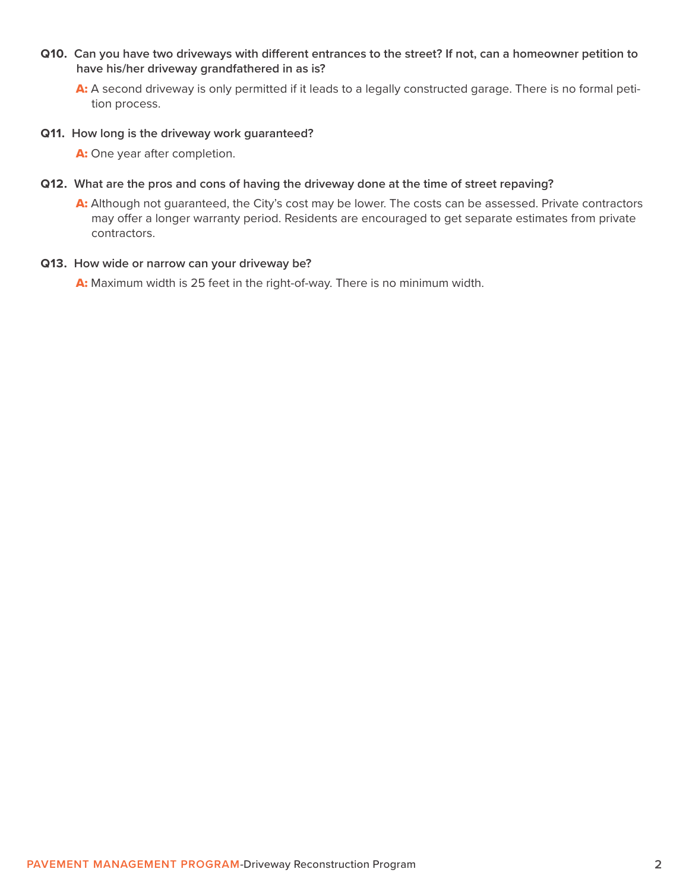**Q10. Can you have two driveways with different entrances to the street? If not, can a homeowner petition to have his/her driveway grandfathered in as is?**

**A:** A second driveway is only permitted if it leads to a legally constructed garage. There is no formal petition process.

**Q11. How long is the driveway work guaranteed?**

**A:** One year after completion.

**Q12. What are the pros and cons of having the driveway done at the time of street repaving?**

**A:** Although not guaranteed, the City's cost may be lower. The costs can be assessed. Private contractors may offer a longer warranty period. Residents are encouraged to get separate estimates from private contractors.

**Q13. How wide or narrow can your driveway be?**

**A:** Maximum width is 25 feet in the right-of-way. There is no minimum width.